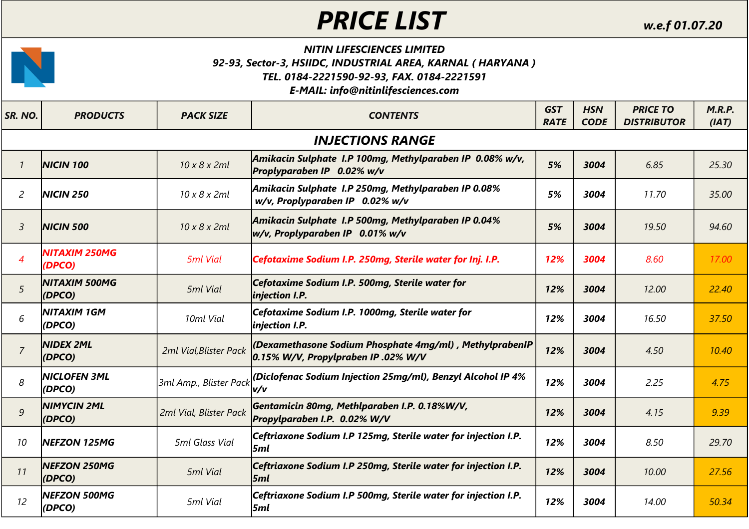# PRICE LIST

**w.e.f 01.07.20**

**NITIN LIFESCIENCES LIMITED**
**92-93, Sector-3, HSIIDC, INDUSTRIAL AREA, KARNAL ( HARYANA )**
**TEL. 0184-2221590-92-93, FAX. 0184-2221591**
**E-MAIL: info@nitinlifesciences.com**

| SR. NO. | PRODUCTS | PACK SIZE | CONTENTS | GST RATE | HSN CODE | PRICE TO DISTRIBUTOR | M.R.P. (IAT) |
|---|---|---|---|---|---|---|---|
| **INJECTIONS RANGE** | | | | | | | |
| 1 | **NICIN 100** | 10 x 8 x 2ml | **Amikacin Sulphate I.P 100mg, Methylparaben IP 0.08% w/v, Proplyparaben IP 0.02% w/v** | **5%** | **3004** | 6.85 | 25.30 |
| 2 | **NICIN 250** | 10 x 8 x 2ml | **Amikacin Sulphate I.P 250mg, Methylparaben IP 0.08% w/v, Proplyparaben IP 0.02% w/v** | **5%** | **3004** | 11.70 | 35.00 |
| 3 | **NICIN 500** | 10 x 8 x 2ml | **Amikacin Sulphate I.P 500mg, Methylparaben IP 0.04% w/v, Proplyparaben IP 0.01% w/v** | **5%** | **3004** | 19.50 | 94.60 |
| 4 | **NITAXIM 250MG (DPCO)** | 5ml Vial | **Cefotaxime Sodium I.P. 250mg, Sterile water for Inj. I.P.** | **12%** | **3004** | 8.60 | 17.00 |
| 5 | **NITAXIM 500MG (DPCO)** | 5ml Vial | **Cefotaxime Sodium I.P. 500mg, Sterile water for injection I.P.** | **12%** | **3004** | 12.00 | 22.40 |
| 6 | **NITAXIM 1GM (DPCO)** | 10ml Vial | **Cefotaxime Sodium I.P. 1000mg, Sterile water for injection I.P.** | **12%** | **3004** | 16.50 | 37.50 |
| 7 | **NIDEX 2ML (DPCO)** | 2ml Vial,Blister Pack | **(Dexamethasone Sodium Phosphate 4mg/ml) , MethylprabenIP 0.15% W/V, Propylpraben IP .02% W/V** | **12%** | **3004** | 4.50 | 10.40 |
| 8 | **NICLOFEN 3ML (DPCO)** | 3ml Amp., Blister Pack | **(Diclofenac Sodium Injection 25mg/ml), Benzyl Alcohol IP 4% v/v** | **12%** | **3004** | 2.25 | 4.75 |
| 9 | **NIMYCIN 2ML (DPCO)** | 2ml Vial, Blister Pack | **Gentamicin 80mg, Methlparaben I.P. 0.18%W/V, Propylparaben I.P. 0.02% W/V** | **12%** | **3004** | 4.15 | 9.39 |
| 10 | **NEFZON 125MG** | 5ml Glass Vial | **Ceftriaxone Sodium I.P 125mg, Sterile water for injection I.P. 5ml** | **12%** | **3004** | 8.50 | 29.70 |
| 11 | **NEFZON 250MG (DPCO)** | 5ml Vial | **Ceftriaxone Sodium I.P 250mg, Sterile water for injection I.P. 5ml** | **12%** | **3004** | 10.00 | 27.56 |
| 12 | **NEFZON 500MG (DPCO)** | 5ml Vial | **Ceftriaxone Sodium I.P 500mg, Sterile water for injection I.P. 5ml** | **12%** | **3004** | 14.00 | 50.34 |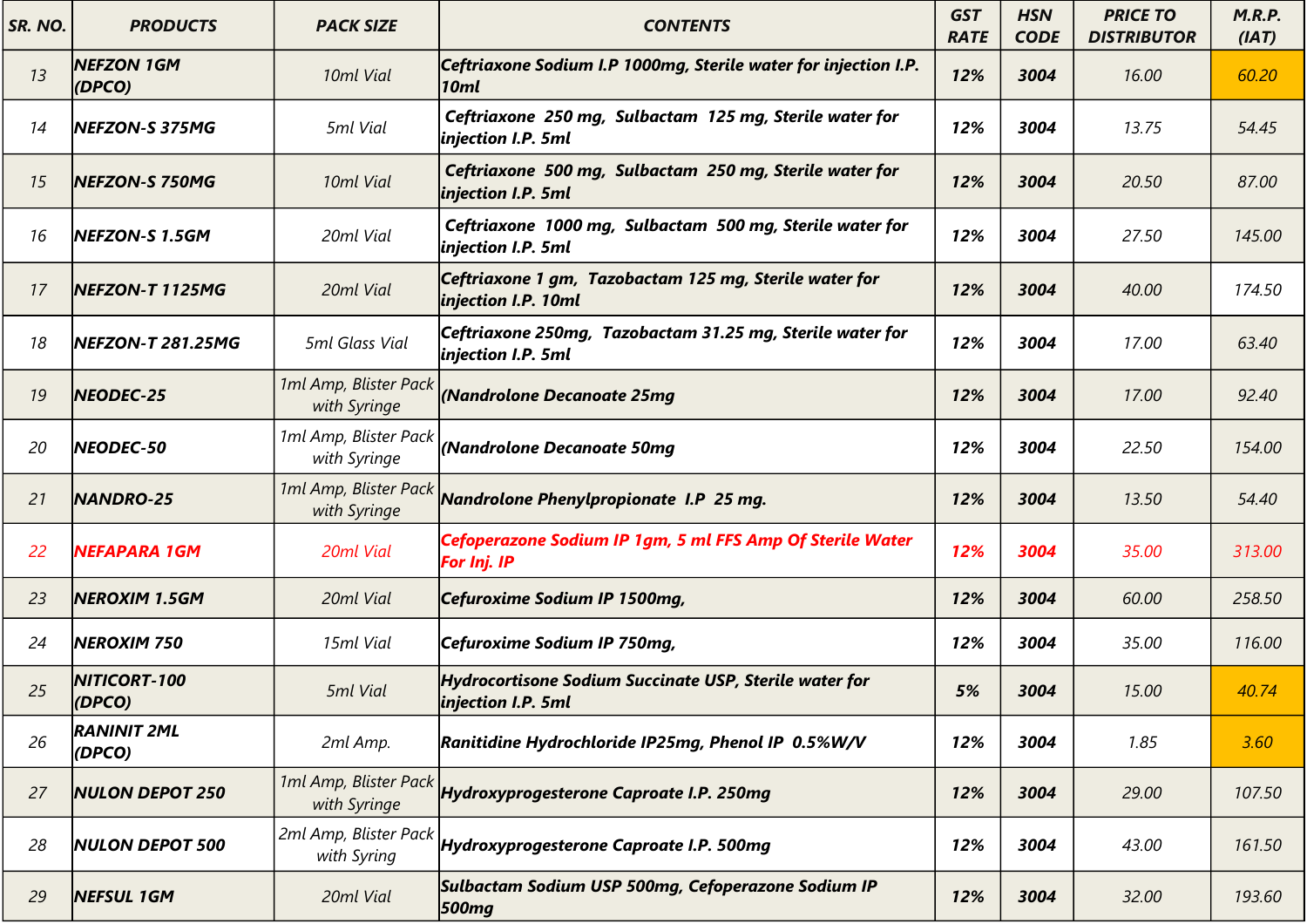| SR. NO. | PRODUCTS | PACK SIZE | CONTENTS | GST RATE | HSN CODE | PRICE TO DISTRIBUTOR | M.R.P. (IAT) |
|---|---|---|---|---|---|---|---|
| 13 | **NEFZON 1GM (DPCO)** | 10ml Vial | **Ceftriaxone Sodium I.P 1000mg, Sterile water for injection I.P. 10ml** | **12%** | **3004** | 16.00 | 60.20 |
| 14 | **NEFZON-S 375MG** | 5ml Vial | **Ceftriaxone 250 mg, Sulbactam 125 mg, Sterile water for injection I.P. 5ml** | **12%** | **3004** | 13.75 | 54.45 |
| 15 | **NEFZON-S 750MG** | 10ml Vial | **Ceftriaxone 500 mg, Sulbactam 250 mg, Sterile water for injection I.P. 5ml** | **12%** | **3004** | 20.50 | 87.00 |
| 16 | **NEFZON-S 1.5GM** | 20ml Vial | **Ceftriaxone 1000 mg, Sulbactam 500 mg, Sterile water for injection I.P. 5ml** | **12%** | **3004** | 27.50 | 145.00 |
| 17 | **NEFZON-T 1125MG** | 20ml Vial | **Ceftriaxone 1 gm, Tazobactam 125 mg, Sterile water for injection I.P. 10ml** | **12%** | **3004** | 40.00 | 174.50 |
| 18 | **NEFZON-T 281.25MG** | 5ml Glass Vial | **Ceftriaxone 250mg, Tazobactam 31.25 mg, Sterile water for injection I.P. 5ml** | **12%** | **3004** | 17.00 | 63.40 |
| 19 | **NEODEC-25** | 1ml Amp, Blister Pack with Syringe | **(Nandrolone Decanoate 25mg** | **12%** | **3004** | 17.00 | 92.40 |
| 20 | **NEODEC-50** | 1ml Amp, Blister Pack with Syringe | **(Nandrolone Decanoate 50mg** | **12%** | **3004** | 22.50 | 154.00 |
| 21 | **NANDRO-25** | 1ml Amp, Blister Pack with Syringe | **Nandrolone Phenylpropionate I.P 25 mg.** | **12%** | **3004** | 13.50 | 54.40 |
| 22 | **NEFAPARA 1GM** | 20ml Vial | **Cefoperazone Sodium IP 1gm, 5 ml FFS Amp Of Sterile Water For Inj. IP** | **12%** | **3004** | 35.00 | 313.00 |
| 23 | **NEROXIM 1.5GM** | 20ml Vial | **Cefuroxime Sodium IP 1500mg,** | **12%** | **3004** | 60.00 | 258.50 |
| 24 | **NEROXIM 750** | 15ml Vial | **Cefuroxime Sodium IP 750mg,** | **12%** | **3004** | 35.00 | 116.00 |
| 25 | **NITICORT-100 (DPCO)** | 5ml Vial | **Hydrocortisone Sodium Succinate USP, Sterile water for injection I.P. 5ml** | **5%** | **3004** | 15.00 | 40.74 |
| 26 | **RANINIT 2ML (DPCO)** | 2ml Amp. | **Ranitidine Hydrochloride IP25mg, Phenol IP 0.5%W/V** | **12%** | **3004** | 1.85 | 3.60 |
| 27 | **NULON DEPOT 250** | 1ml Amp, Blister Pack with Syringe | **Hydroxyprogesterone Caproate I.P. 250mg** | **12%** | **3004** | 29.00 | 107.50 |
| 28 | **NULON DEPOT 500** | 2ml Amp, Blister Pack with Syring | **Hydroxyprogesterone Caproate I.P. 500mg** | **12%** | **3004** | 43.00 | 161.50 |
| 29 | **NEFSUL 1GM** | 20ml Vial | **Sulbactam Sodium USP 500mg, Cefoperazone Sodium IP 500mg** | **12%** | **3004** | 32.00 | 193.60 |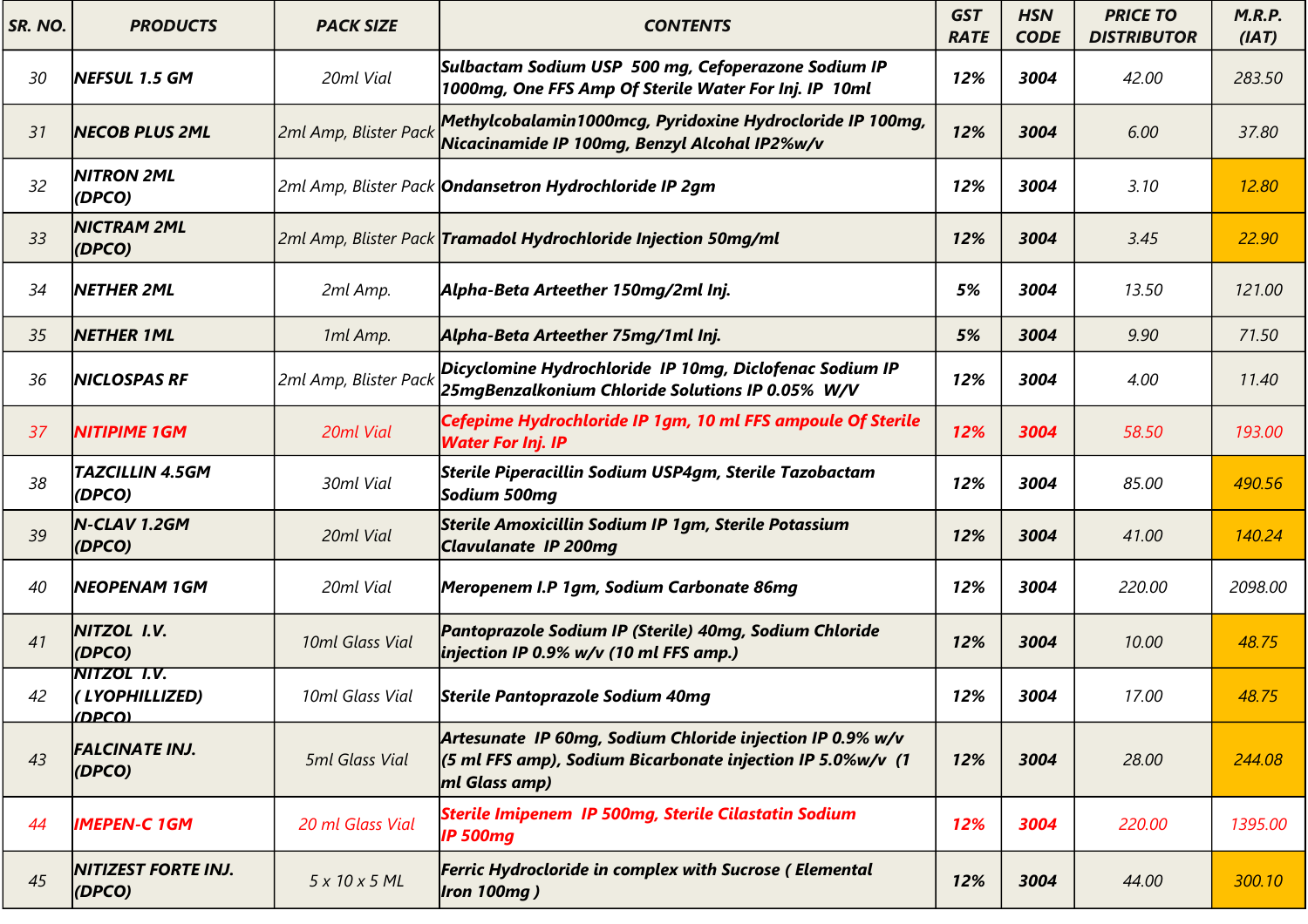| SR. NO. | PRODUCTS | PACK SIZE | CONTENTS | GST RATE | HSN CODE | PRICE TO DISTRIBUTOR | M.R.P. (IAT) |
|---|---|---|---|---|---|---|---|
| 30 | NEFSUL 1.5 GM | 20ml Vial | Sulbactam Sodium USP 500 mg, Cefoperazone Sodium IP 1000mg, One FFS Amp Of Sterile Water For Inj. IP 10ml | 12% | 3004 | 42.00 | 283.50 |
| 31 | NECOB PLUS 2ML | 2ml Amp, Blister Pack | Methylcobalamin1000mcg, Pyridoxine Hydrocloride IP 100mg, Nicacinamide IP 100mg, Benzyl Alcohal IP2%w/v | 12% | 3004 | 6.00 | 37.80 |
| 32 | NITRON 2ML (DPCO) | 2ml Amp, Blister Pack | Ondansetron Hydrochloride IP 2gm | 12% | 3004 | 3.10 | 12.80 |
| 33 | NICTRAM 2ML (DPCO) | 2ml Amp, Blister Pack | Tramadol Hydrochloride Injection 50mg/ml | 12% | 3004 | 3.45 | 22.90 |
| 34 | NETHER 2ML | 2ml Amp. | Alpha-Beta Arteether 150mg/2ml Inj. | 5% | 3004 | 13.50 | 121.00 |
| 35 | NETHER 1ML | 1ml Amp. | Alpha-Beta Arteether 75mg/1ml Inj. | 5% | 3004 | 9.90 | 71.50 |
| 36 | NICLOSPAS RF | 2ml Amp, Blister Pack | Dicyclomine Hydrochloride IP 10mg, Diclofenac Sodium IP 25mgBenzalkonium Chloride Solutions IP 0.05% W/V | 12% | 3004 | 4.00 | 11.40 |
| 37 | NITIPIME 1GM | 20ml Vial | Cefepime Hydrochloride IP 1gm, 10 ml FFS ampoule Of Sterile Water For Inj. IP | 12% | 3004 | 58.50 | 193.00 |
| 38 | TAZCILLIN 4.5GM (DPCO) | 30ml Vial | Sterile Piperacillin Sodium USP4gm, Sterile Tazobactam Sodium 500mg | 12% | 3004 | 85.00 | 490.56 |
| 39 | N-CLAV 1.2GM (DPCO) | 20ml Vial | Sterile Amoxicillin Sodium IP 1gm, Sterile Potassium Clavulanate IP 200mg | 12% | 3004 | 41.00 | 140.24 |
| 40 | NEOPENAM 1GM | 20ml Vial | Meropenem I.P 1gm, Sodium Carbonate 86mg | 12% | 3004 | 220.00 | 2098.00 |
| 41 | NITZOL I.V. (DPCO) | 10ml Glass Vial | Pantoprazole Sodium IP (Sterile) 40mg, Sodium Chloride injection IP 0.9% w/v (10 ml FFS amp.) | 12% | 3004 | 10.00 | 48.75 |
| 42 | NITZOL I.V. ( LYOPHILLIZED) (DPCO) | 10ml Glass Vial | Sterile Pantoprazole Sodium 40mg | 12% | 3004 | 17.00 | 48.75 |
| 43 | FALCINATE INJ. (DPCO) | 5ml Glass Vial | Artesunate IP 60mg, Sodium Chloride injection IP 0.9% w/v (5 ml FFS amp), Sodium Bicarbonate injection IP 5.0%w/v (1 ml Glass amp) | 12% | 3004 | 28.00 | 244.08 |
| 44 | IMEPEN-C 1GM | 20 ml Glass Vial | Sterile Imipenem IP 500mg, Sterile Cilastatin Sodium IP 500mg | 12% | 3004 | 220.00 | 1395.00 |
| 45 | NITIZEST FORTE INJ. (DPCO) | 5 x 10 x 5 ML | Ferric Hydrocloride in complex with Sucrose ( Elemental Iron 100mg ) | 12% | 3004 | 44.00 | 300.10 |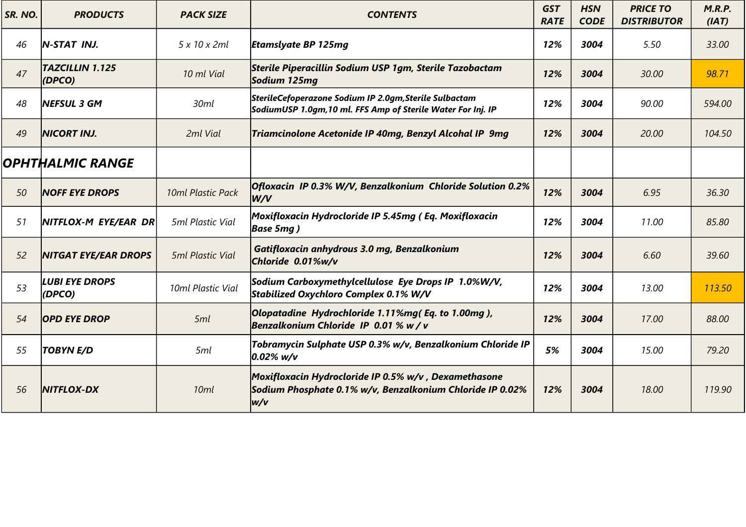| SR. NO. | PRODUCTS | PACK SIZE | CONTENTS | GST RATE | HSN CODE | PRICE TO DISTRIBUTOR | M.R.P. (IAT) |
|---|---|---|---|---|---|---|---|
| 46 | N-STAT INJ. | 5 x 10 x 2ml | Etamslyate BP 125mg | 12% | 3004 | 5.50 | 33.00 |
| 47 | TAZCILLIN 1.125 (DPCO) | 10 ml Vial | Sterile Piperacillin Sodium USP 1gm, Sterile Tazobactam Sodium 125mg | 12% | 3004 | 30.00 | 98.71 |
| 48 | NEFSUL 3 GM | 30ml | SterileCefoperazone Sodium IP 2.0gm,Sterile Sulbactam SodiumUSP 1.0gm,10 ml. FFS Amp of Sterile Water For Inj. IP | 12% | 3004 | 90.00 | 594.00 |
| 49 | NICORT INJ. | 2ml Vial | Triamcinolone Acetonide IP 40mg, Benzyl Alcohal IP 9mg | 12% | 3004 | 20.00 | 104.50 |
| **OPHTHALMIC RANGE** | | | | | | | |
| 50 | NOFF EYE DROPS | 10ml Plastic Pack | Ofloxacin IP 0.3% W/V, Benzalkonium Chloride Solution 0.2% W/V | 12% | 3004 | 6.95 | 36.30 |
| 51 | NITFLOX-M EYE/EAR DR | 5ml Plastic Vial | Moxifloxacin Hydrocloride IP 5.45mg ( Eq. Moxifloxacin Base 5mg ) | 12% | 3004 | 11.00 | 85.80 |
| 52 | NITGAT EYE/EAR DROPS | 5ml Plastic Vial | Gatifloxacin anhydrous 3.0 mg, Benzalkonium Chloride 0.01%w/v | 12% | 3004 | 6.60 | 39.60 |
| 53 | LUBI EYE DROPS (DPCO) | 10ml Plastic Vial | Sodium Carboxymethylcellulose Eye Drops IP 1.0%W/V, Stabilized Oxychloro Complex 0.1% W/V | 12% | 3004 | 13.00 | 113.50 |
| 54 | OPD EYE DROP | 5ml | Olopatadine Hydrochloride 1.11%mg( Eq. to 1.00mg ), Benzalkonium Chloride IP 0.01 % w / v | 12% | 3004 | 17.00 | 88.00 |
| 55 | TOBYN E/D | 5ml | Tobramycin Sulphate USP 0.3% w/v, Benzalkonium Chloride IP 0.02% w/v | 5% | 3004 | 15.00 | 79.20 |
| 56 | NITFLOX-DX | 10ml | Moxifloxacin Hydrocloride IP 0.5% w/v , Dexamethasone Sodium Phosphate 0.1% w/v, Benzalkonium Chloride IP 0.02% w/v | 12% | 3004 | 18.00 | 119.90 |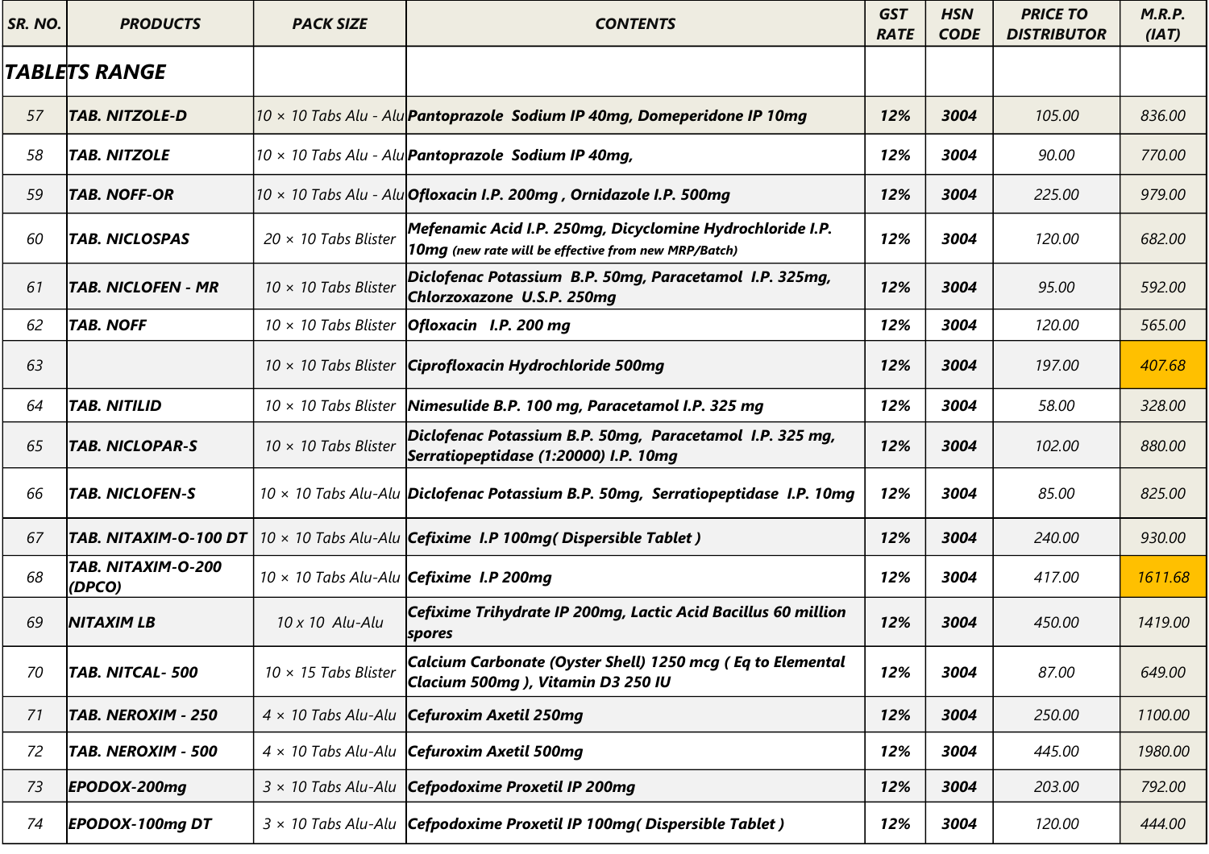| SR. NO. | PRODUCTS | PACK SIZE | CONTENTS | GST RATE | HSN CODE | PRICE TO DISTRIBUTOR | M.R.P. (IAT) |
|---|---|---|---|---|---|---|---|
| ***TABLETS RANGE*** | | | | | | | |
| 57 | **TAB. NITZOLE-D** | 10 × 10 Tabs Alu - Alu | **Pantoprazole Sodium IP 40mg, Domeperidone IP 10mg** | **12%** | **3004** | 105.00 | 836.00 |
| 58 | **TAB. NITZOLE** | 10 × 10 Tabs Alu - Alu | **Pantoprazole Sodium IP 40mg,** | **12%** | **3004** | 90.00 | 770.00 |
| 59 | **TAB. NOFF-OR** | 10 × 10 Tabs Alu - Alu | **Ofloxacin I.P. 200mg , Ornidazole I.P. 500mg** | **12%** | **3004** | 225.00 | 979.00 |
| 60 | **TAB. NICLOSPAS** | 20 × 10 Tabs Blister | **Mefenamic Acid I.P. 250mg, Dicyclomine Hydrochloride I.P. 10mg** (new rate will be effective from new MRP/Batch) | **12%** | **3004** | 120.00 | 682.00 |
| 61 | **TAB. NICLOFEN - MR** | 10 × 10 Tabs Blister | **Diclofenac Potassium B.P. 50mg, Paracetamol I.P. 325mg, Chlorzoxazone U.S.P. 250mg** | **12%** | **3004** | 95.00 | 592.00 |
| 62 | **TAB. NOFF** | 10 × 10 Tabs Blister | **Ofloxacin I.P. 200 mg** | **12%** | **3004** | 120.00 | 565.00 |
| 63 | | 10 × 10 Tabs Blister | **Ciprofloxacin Hydrochloride 500mg** | **12%** | **3004** | 197.00 | 407.68 |
| 64 | **TAB. NITILID** | 10 × 10 Tabs Blister | **Nimesulide B.P. 100 mg, Paracetamol I.P. 325 mg** | **12%** | **3004** | 58.00 | 328.00 |
| 65 | **TAB. NICLOPAR-S** | 10 × 10 Tabs Blister | **Diclofenac Potassium B.P. 50mg, Paracetamol I.P. 325 mg, Serratiopeptidase (1:20000) I.P. 10mg** | **12%** | **3004** | 102.00 | 880.00 |
| 66 | **TAB. NICLOFEN-S** | 10 × 10 Tabs Alu-Alu | **Diclofenac Potassium B.P. 50mg, Serratiopeptidase I.P. 10mg** | **12%** | **3004** | 85.00 | 825.00 |
| 67 | **TAB. NITAXIM-O-100 DT** | 10 × 10 Tabs Alu-Alu | **Cefixime I.P 100mg( Dispersible Tablet )** | **12%** | **3004** | 240.00 | 930.00 |
| 68 | **TAB. NITAXIM-O-200 (DPCO)** | 10 × 10 Tabs Alu-Alu | **Cefixime I.P 200mg** | **12%** | **3004** | 417.00 | 1611.68 |
| 69 | **NITAXIM LB** | 10 x 10 Alu-Alu | **Cefixime Trihydrate IP 200mg, Lactic Acid Bacillus 60 million spores** | **12%** | **3004** | 450.00 | 1419.00 |
| 70 | **TAB. NITCAL- 500** | 10 × 15 Tabs Blister | **Calcium Carbonate (Oyster Shell) 1250 mcg ( Eq to Elemental Clacium 500mg ), Vitamin D3 250 IU** | **12%** | **3004** | 87.00 | 649.00 |
| 71 | **TAB. NEROXIM - 250** | 4 × 10 Tabs Alu-Alu | **Cefuroxim Axetil 250mg** | **12%** | **3004** | 250.00 | 1100.00 |
| 72 | **TAB. NEROXIM - 500** | 4 × 10 Tabs Alu-Alu | **Cefuroxim Axetil 500mg** | **12%** | **3004** | 445.00 | 1980.00 |
| 73 | **EPODOX-200mg** | 3 × 10 Tabs Alu-Alu | **Cefpodoxime Proxetil IP 200mg** | **12%** | **3004** | 203.00 | 792.00 |
| 74 | **EPODOX-100mg DT** | 3 × 10 Tabs Alu-Alu | **Cefpodoxime Proxetil IP 100mg( Dispersible Tablet )** | **12%** | **3004** | 120.00 | 444.00 |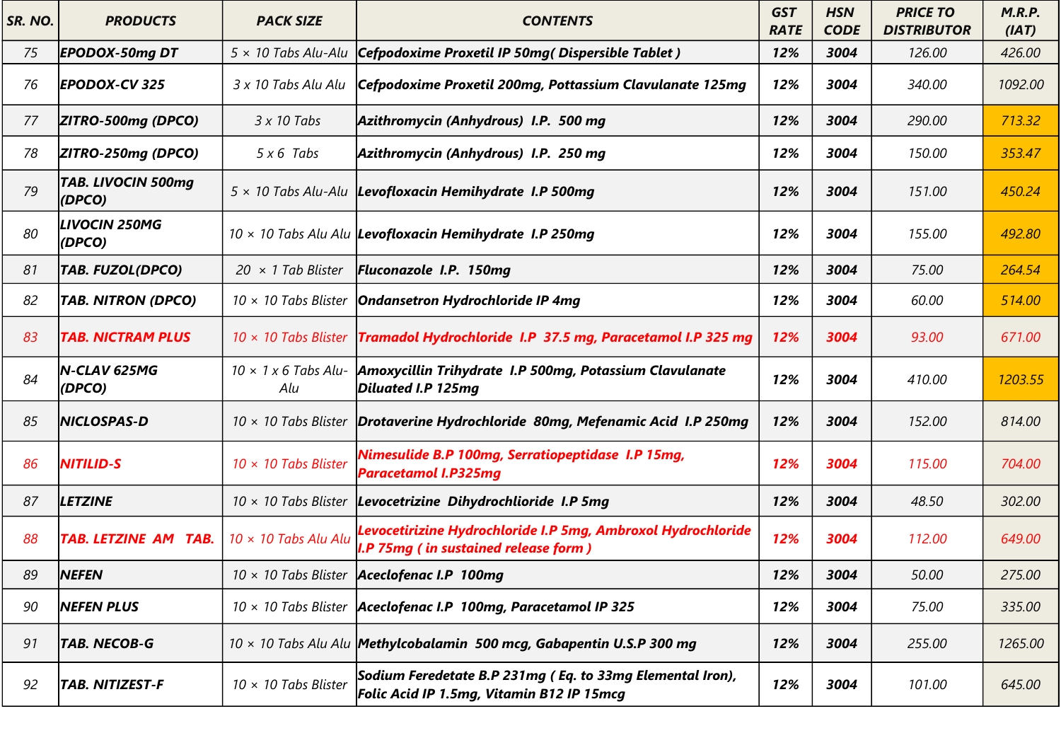| SR. NO. | PRODUCTS | PACK SIZE | CONTENTS | GST RATE | HSN CODE | PRICE TO DISTRIBUTOR | M.R.P. (IAT) |
|---|---|---|---|---|---|---|---|
| 75 | EPODOX-50mg DT | 5 × 10 Tabs Alu-Alu | Cefpodoxime Proxetil IP 50mg( Dispersible Tablet ) | 12% | 3004 | 126.00 | 426.00 |
| 76 | EPODOX-CV 325 | 3 x 10 Tabs Alu Alu | Cefpodoxime Proxetil 200mg, Pottassium Clavulanate 125mg | 12% | 3004 | 340.00 | 1092.00 |
| 77 | ZITRO-500mg (DPCO) | 3 x 10 Tabs | Azithromycin (Anhydrous) I.P. 500 mg | 12% | 3004 | 290.00 | 713.32 |
| 78 | ZITRO-250mg (DPCO) | 5 x 6 Tabs | Azithromycin (Anhydrous) I.P. 250 mg | 12% | 3004 | 150.00 | 353.47 |
| 79 | TAB. LIVOCIN 500mg (DPCO) | 5 × 10 Tabs Alu-Alu | Levofloxacin Hemihydrate I.P 500mg | 12% | 3004 | 151.00 | 450.24 |
| 80 | LIVOCIN 250MG (DPCO) | 10 × 10 Tabs Alu Alu | Levofloxacin Hemihydrate I.P 250mg | 12% | 3004 | 155.00 | 492.80 |
| 81 | TAB. FUZOL(DPCO) | 20 × 1 Tab Blister | Fluconazole I.P. 150mg | 12% | 3004 | 75.00 | 264.54 |
| 82 | TAB. NITRON (DPCO) | 10 × 10 Tabs Blister | Ondansetron Hydrochloride IP 4mg | 12% | 3004 | 60.00 | 514.00 |
| 83 | TAB. NICTRAM PLUS | 10 × 10 Tabs Blister | Tramadol Hydrochloride I.P 37.5 mg, Paracetamol I.P 325 mg | 12% | 3004 | 93.00 | 671.00 |
| 84 | N-CLAV 625MG (DPCO) | 10 × 1 x 6 Tabs Alu-Alu | Amoxycillin Trihydrate I.P 500mg, Potassium Clavulanate Diluated I.P 125mg | 12% | 3004 | 410.00 | 1203.55 |
| 85 | NICLOSPAS-D | 10 × 10 Tabs Blister | Drotaverine Hydrochloride 80mg, Mefenamic Acid I.P 250mg | 12% | 3004 | 152.00 | 814.00 |
| 86 | NITILID-S | 10 × 10 Tabs Blister | Nimesulide B.P 100mg, Serratiopeptidase I.P 15mg, Paracetamol I.P325mg | 12% | 3004 | 115.00 | 704.00 |
| 87 | LETZINE | 10 × 10 Tabs Blister | Levocetrizine Dihydrochlioride I.P 5mg | 12% | 3004 | 48.50 | 302.00 |
| 88 | TAB. LETZINE AM TAB. | 10 × 10 Tabs Alu Alu | Levocetirizine Hydrochloride I.P 5mg, Ambroxol Hydrochloride I.P 75mg ( in sustained release form ) | 12% | 3004 | 112.00 | 649.00 |
| 89 | NEFEN | 10 × 10 Tabs Blister | Aceclofenac I.P 100mg | 12% | 3004 | 50.00 | 275.00 |
| 90 | NEFEN PLUS | 10 × 10 Tabs Blister | Aceclofenac I.P 100mg, Paracetamol IP 325 | 12% | 3004 | 75.00 | 335.00 |
| 91 | TAB. NECOB-G | 10 × 10 Tabs Alu Alu | Methylcobalamin 500 mcg, Gabapentin U.S.P 300 mg | 12% | 3004 | 255.00 | 1265.00 |
| 92 | TAB. NITIZEST-F | 10 × 10 Tabs Blister | Sodium Feredetate B.P 231mg ( Eq. to 33mg Elemental Iron), Folic Acid IP 1.5mg, Vitamin B12 IP 15mcg | 12% | 3004 | 101.00 | 645.00 |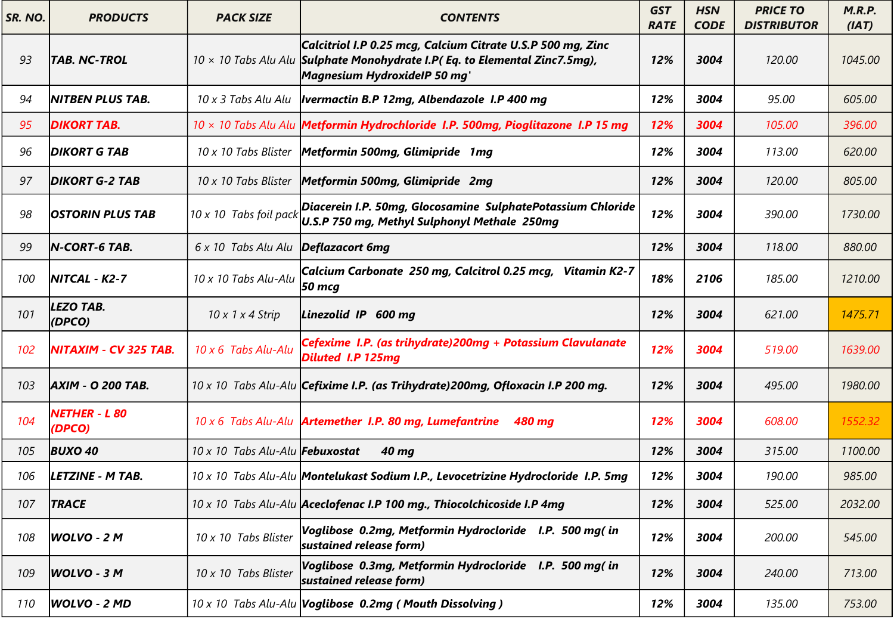| SR. NO. | PRODUCTS | PACK SIZE | CONTENTS | GST RATE | HSN CODE | PRICE TO DISTRIBUTOR | M.R.P. (IAT) |
|---|---|---|---|---|---|---|---|
| 93 | TAB. NC-TROL | 10 × 10 Tabs Alu Alu | Calcitriol I.P 0.25 mcg, Calcium Citrate U.S.P 500 mg, Zinc Sulphate Monohydrate I.P( Eq. to Elemental Zinc7.5mg), Magnesium HydroxideIP 50 mg' | 12% | 3004 | 120.00 | 1045.00 |
| 94 | NITBEN PLUS TAB. | 10 x 3 Tabs Alu Alu | Ivermactin B.P 12mg, Albendazole I.P 400 mg | 12% | 3004 | 95.00 | 605.00 |
| 95 | DIKORT TAB. | 10 × 10 Tabs Alu Alu | Metformin Hydrochloride I.P. 500mg, Pioglitazone I.P 15 mg | 12% | 3004 | 105.00 | 396.00 |
| 96 | DIKORT G TAB | 10 x 10 Tabs Blister | Metformin 500mg, Glimipride 1mg | 12% | 3004 | 113.00 | 620.00 |
| 97 | DIKORT G-2 TAB | 10 x 10 Tabs Blister | Metformin 500mg, Glimipride 2mg | 12% | 3004 | 120.00 | 805.00 |
| 98 | OSTORIN PLUS TAB | 10 x 10 Tabs foil pack | Diacerein I.P. 50mg, Glocosamine SulphatePotassium Chloride U.S.P 750 mg, Methyl Sulphonyl Methale 250mg | 12% | 3004 | 390.00 | 1730.00 |
| 99 | N-CORT-6 TAB. | 6 x 10 Tabs Alu Alu | Deflazacort 6mg | 12% | 3004 | 118.00 | 880.00 |
| 100 | NITCAL - K2-7 | 10 x 10 Tabs Alu-Alu | Calcium Carbonate 250 mg, Calcitrol 0.25 mcg, Vitamin K2-7 50 mcg | 18% | 2106 | 185.00 | 1210.00 |
| 101 | LEZO TAB. (DPCO) | 10 x 1 x 4 Strip | Linezolid IP 600 mg | 12% | 3004 | 621.00 | 1475.71 |
| 102 | NITAXIM - CV 325 TAB. | 10 x 6 Tabs Alu-Alu | Cefexime I.P. (as trihydrate)200mg + Potassium Clavulanate Diluted I.P 125mg | 12% | 3004 | 519.00 | 1639.00 |
| 103 | AXIM - O 200 TAB. | 10 x 10 Tabs Alu-Alu | Cefixime I.P. (as Trihydrate)200mg, Ofloxacin I.P 200 mg. | 12% | 3004 | 495.00 | 1980.00 |
| 104 | NETHER - L 80 (DPCO) | 10 x 6 Tabs Alu-Alu | Artemether I.P. 80 mg, Lumefantrine 480 mg | 12% | 3004 | 608.00 | 1552.32 |
| 105 | BUXO 40 | 10 x 10 Tabs Alu-Alu | Febuxostat 40 mg | 12% | 3004 | 315.00 | 1100.00 |
| 106 | LETZINE - M TAB. | 10 x 10 Tabs Alu-Alu | Montelukast Sodium I.P., Levocetrizine Hydrocloride I.P. 5mg | 12% | 3004 | 190.00 | 985.00 |
| 107 | TRACE | 10 x 10 Tabs Alu-Alu | Aceclofenac I.P 100 mg., Thiocolchicoside I.P 4mg | 12% | 3004 | 525.00 | 2032.00 |
| 108 | WOLVO - 2 M | 10 x 10 Tabs Blister | Voglibose 0.2mg, Metformin Hydrocloride I.P. 500 mg( in sustained release form) | 12% | 3004 | 200.00 | 545.00 |
| 109 | WOLVO - 3 M | 10 x 10 Tabs Blister | Voglibose 0.3mg, Metformin Hydrocloride I.P. 500 mg( in sustained release form) | 12% | 3004 | 240.00 | 713.00 |
| 110 | WOLVO - 2 MD | 10 x 10 Tabs Alu-Alu | Voglibose 0.2mg ( Mouth Dissolving ) | 12% | 3004 | 135.00 | 753.00 |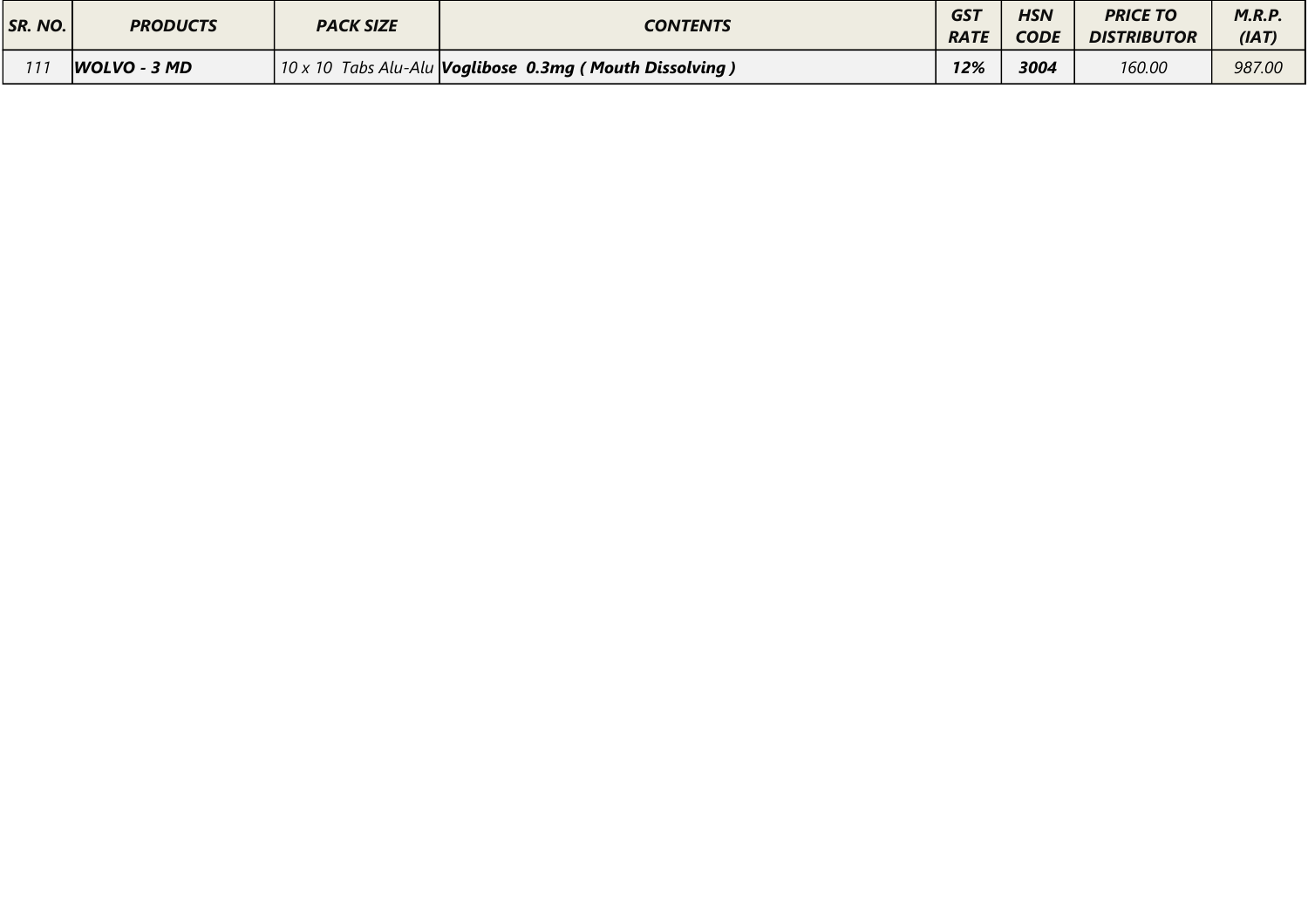| SR. NO. | PRODUCTS | PACK SIZE | CONTENTS | GST RATE | HSN CODE | PRICE TO DISTRIBUTOR | M.R.P. (IAT) |
|---|---|---|---|---|---|---|---|
| 111 | **WOLVO - 3 MD** | 10 x 10 Tabs Alu-Alu | **Voglibose 0.3mg ( Mouth Dissolving )** | **12%** | **3004** | 160.00 | 987.00 |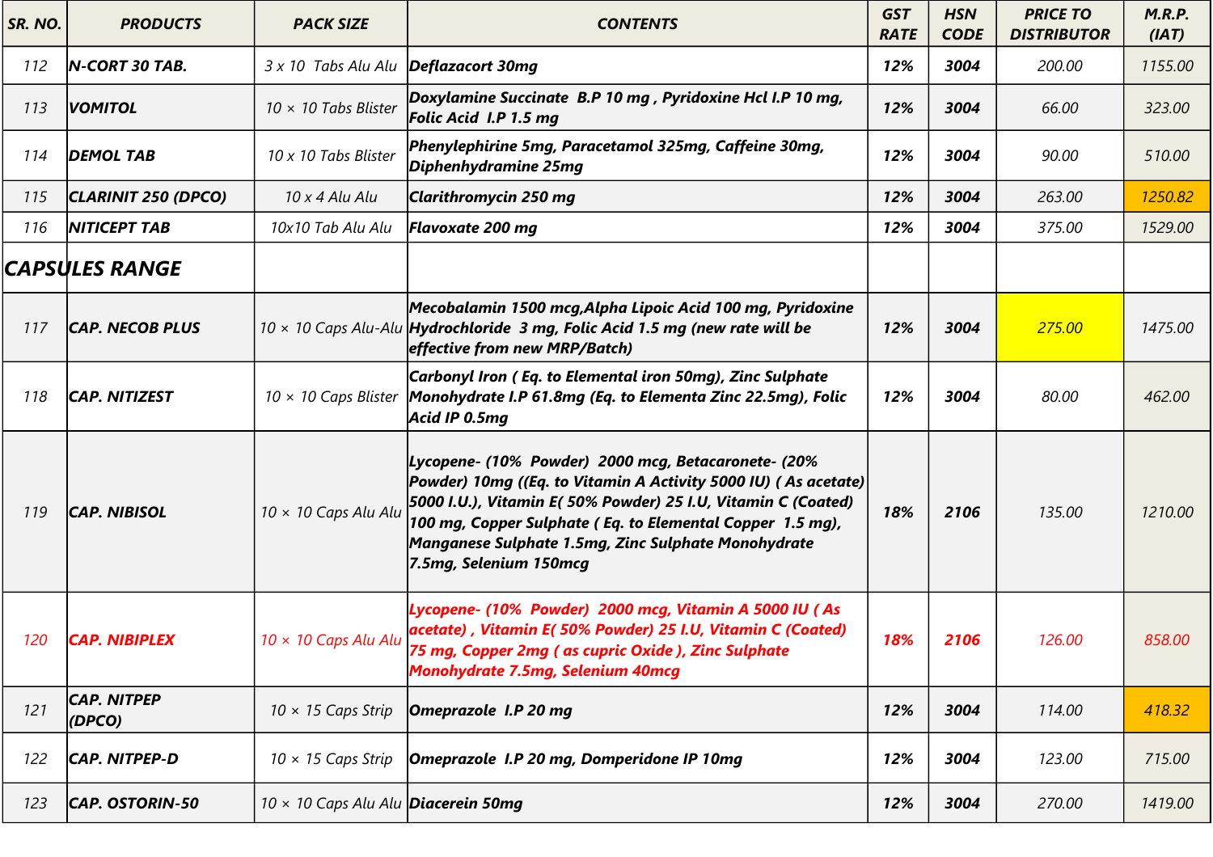| SR. NO. | PRODUCTS | PACK SIZE | CONTENTS | GST RATE | HSN CODE | PRICE TO DISTRIBUTOR | M.R.P. (IAT) |
|---|---|---|---|---|---|---|---|
| 112 | N-CORT 30 TAB. | 3 x 10 Tabs Alu Alu | Deflazacort 30mg | 12% | 3004 | 200.00 | 1155.00 |
| 113 | VOMITOL | 10 × 10 Tabs Blister | Doxylamine Succinate B.P 10 mg , Pyridoxine Hcl I.P 10 mg, Folic Acid I.P 1.5 mg | 12% | 3004 | 66.00 | 323.00 |
| 114 | DEMOL TAB | 10 x 10 Tabs Blister | Phenylephirine 5mg, Paracetamol 325mg, Caffeine 30mg, Diphenhydramine 25mg | 12% | 3004 | 90.00 | 510.00 |
| 115 | CLARINIT 250 (DPCO) | 10 x 4 Alu Alu | Clarithromycin 250 mg | 12% | 3004 | 263.00 | 1250.82 |
| 116 | NITICEPT TAB | 10x10 Tab Alu Alu | Flavoxate 200 mg | 12% | 3004 | 375.00 | 1529.00 |
| **CAPSULES RANGE** | | | | | | | |
| 117 | CAP. NECOB PLUS | 10 × 10 Caps Alu-Alu | Mecobalamin 1500 mcg,Alpha Lipoic Acid 100 mg, Pyridoxine Hydrochloride 3 mg, Folic Acid 1.5 mg (new rate will be effective from new MRP/Batch) | 12% | 3004 | 275.00 | 1475.00 |
| 118 | CAP. NITIZEST | 10 × 10 Caps Blister | Carbonyl Iron ( Eq. to Elemental iron 50mg), Zinc Sulphate Monohydrate I.P 61.8mg (Eq. to Elementa Zinc 22.5mg), Folic Acid IP 0.5mg | 12% | 3004 | 80.00 | 462.00 |
| 119 | CAP. NIBISOL | 10 × 10 Caps Alu Alu | Lycopene- (10% Powder) 2000 mcg, Betacaronete- (20% Powder) 10mg ((Eq. to Vitamin A Activity 5000 IU) ( As acetate) 5000 I.U.), Vitamin E( 50% Powder) 25 I.U, Vitamin C (Coated) 100 mg, Copper Sulphate ( Eq. to Elemental Copper 1.5 mg), Manganese Sulphate 1.5mg, Zinc Sulphate Monohydrate 7.5mg, Selenium 150mcg | 18% | 2106 | 135.00 | 1210.00 |
| 120 | CAP. NIBIPLEX | 10 × 10 Caps Alu Alu | Lycopene- (10% Powder) 2000 mcg, Vitamin A 5000 IU ( As acetate) , Vitamin E( 50% Powder) 25 I.U, Vitamin C (Coated) 75 mg, Copper 2mg ( as cupric Oxide ), Zinc Sulphate Monohydrate 7.5mg, Selenium 40mcg | 18% | 2106 | 126.00 | 858.00 |
| 121 | CAP. NITPEP (DPCO) | 10 × 15 Caps Strip | Omeprazole I.P 20 mg | 12% | 3004 | 114.00 | 418.32 |
| 122 | CAP. NITPEP-D | 10 × 15 Caps Strip | Omeprazole I.P 20 mg, Domperidone IP 10mg | 12% | 3004 | 123.00 | 715.00 |
| 123 | CAP. OSTORIN-50 | 10 × 10 Caps Alu Alu | Diacerein 50mg | 12% | 3004 | 270.00 | 1419.00 |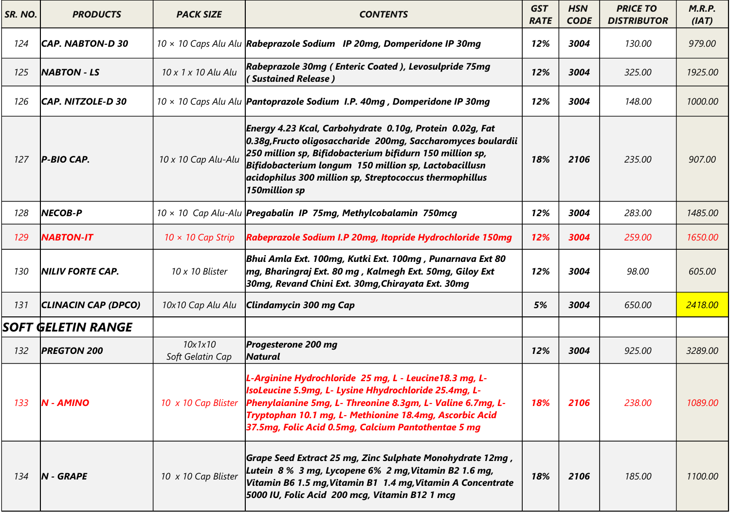| SR. NO. | PRODUCTS | PACK SIZE | CONTENTS | GST RATE | HSN CODE | PRICE TO DISTRIBUTOR | M.R.P. (IAT) |
|---|---|---|---|---|---|---|---|
| 124 | CAP. NABTON-D 30 | 10 × 10 Caps Alu Alu | Rabeprazole Sodium IP 20mg, Domperidone IP 30mg | 12% | 3004 | 130.00 | 979.00 |
| 125 | NABTON - LS | 10 x 1 x 10 Alu Alu | Rabeprazole 30mg ( Enteric Coated ), Levosulpride 75mg ( Sustained Release ) | 12% | 3004 | 325.00 | 1925.00 |
| 126 | CAP. NITZOLE-D 30 | 10 × 10 Caps Alu Alu | Pantoprazole Sodium I.P. 40mg , Domperidone IP 30mg | 12% | 3004 | 148.00 | 1000.00 |
| 127 | P-BIO CAP. | 10 x 10 Cap Alu-Alu | Energy 4.23 Kcal, Carbohydrate 0.10g, Protein 0.02g, Fat 0.38g,Fructo oligosaccharide 200mg, Saccharomyces boulardii 250 million sp, Bifidobacterium bifidurn 150 million sp, Bifidobacterium longum 150 million sp, Lactobacillusn acidophilus 300 million sp, Streptococcus thermophillus 150million sp | 18% | 2106 | 235.00 | 907.00 |
| 128 | NECOB-P | 10 × 10 Cap Alu-Alu | Pregabalin IP 75mg, Methylcobalamin 750mcg | 12% | 3004 | 283.00 | 1485.00 |
| 129 | NABTON-IT | 10 × 10 Cap Strip | Rabeprazole Sodium I.P 20mg, Itopride Hydrochloride 150mg | 12% | 3004 | 259.00 | 1650.00 |
| 130 | NILIV FORTE CAP. | 10 x 10 Blister | Bhui Amla Ext. 100mg, Kutki Ext. 100mg , Punarnava Ext 80 mg, Bharingraj Ext. 80 mg , Kalmegh Ext. 50mg, Giloy Ext 30mg, Revand Chini Ext. 30mg,Chirayata Ext. 30mg | 12% | 3004 | 98.00 | 605.00 |
| 131 | CLINACIN CAP (DPCO) | 10x10 Cap Alu Alu | Clindamycin 300 mg Cap | 5% | 3004 | 650.00 | 2418.00 |
| **SOFT GELETIN RANGE** | | | | | | | |
| 132 | PREGTON 200 | 10x1x10 Soft Gelatin Cap | Progesterone 200 mg Natural | 12% | 3004 | 925.00 | 3289.00 |
| 133 | N - AMINO | 10 x 10 Cap Blister | L-Arginine Hydrochloride 25 mg, L - Leucine18.3 mg, L-IsoLeucine 5.9mg, L- Lysine Hhydrochloride 25.4mg, L-Phenylaianine 5mg, L- Threonine 8.3gm, L- Valine 6.7mg, L-Tryptophan 10.1 mg, L- Methionine 18.4mg, Ascorbic Acid 37.5mg, Folic Acid 0.5mg, Calcium Pantothentae 5 mg | 18% | 2106 | 238.00 | 1089.00 |
| 134 | N - GRAPE | 10 x 10 Cap Blister | Grape Seed Extract 25 mg, Zinc Sulphate Monohydrate 12mg , Lutein 8 % 3 mg, Lycopene 6% 2 mg,Vitamin B2 1.6 mg, Vitamin B6 1.5 mg,Vitamin B1 1.4 mg,Vitamin A Concentrate 5000 IU, Folic Acid 200 mcg, Vitamin B12 1 mcg | 18% | 2106 | 185.00 | 1100.00 |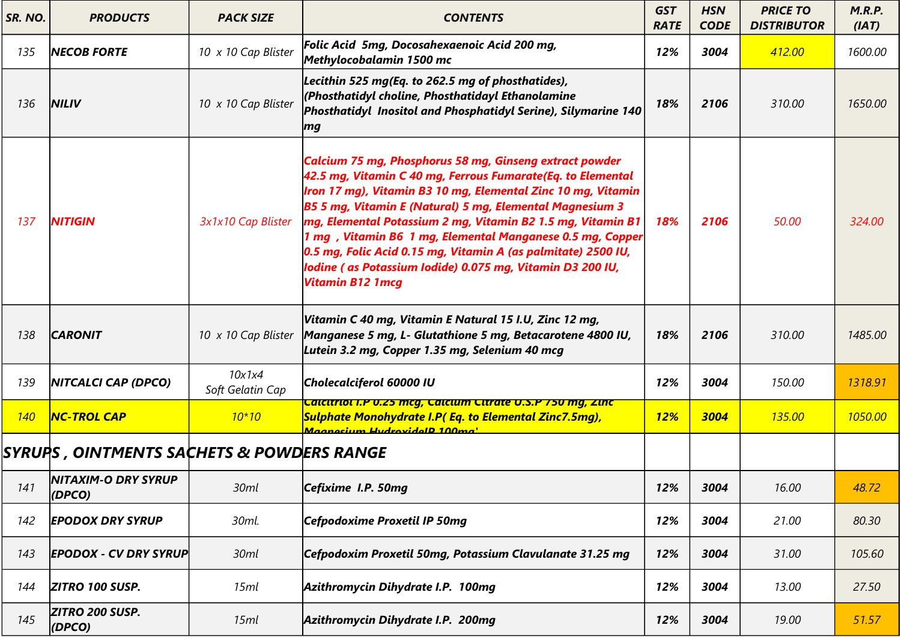| SR. NO. | PRODUCTS | PACK SIZE | CONTENTS | GST RATE | HSN CODE | PRICE TO DISTRIBUTOR | M.R.P. (IAT) |
|---|---|---|---|---|---|---|---|
| 135 | NECOB FORTE | 10 x 10 Cap Blister | Folic Acid 5mg, Docosahexaenoic Acid 200 mg, Methylocobalamin 1500 mc | 12% | 3004 | 412.00 | 1600.00 |
| 136 | NILIV | 10 x 10 Cap Blister | Lecithin 525 mg(Eq. to 262.5 mg of phosthatides), (Phosthatidyl choline, Phosthatidayl Ethanolamine Phosthatidyl Inositol and Phosphatidyl Serine), Silymarine 140 mg | 18% | 2106 | 310.00 | 1650.00 |
| 137 | NITIGIN | 3x1x10 Cap Blister | Calcium 75 mg, Phosphorus 58 mg, Ginseng extract powder 42.5 mg, Vitamin C 40 mg, Ferrous Fumarate(Eq. to Elemental Iron 17 mg), Vitamin B3 10 mg, Elemental Zinc 10 mg, Vitamin B5 5 mg, Vitamin E (Natural) 5 mg, Elemental Magnesium 3 mg, Elemental Potassium 2 mg, Vitamin B2 1.5 mg, Vitamin B1 1 mg , Vitamin B6 1 mg, Elemental Manganese 0.5 mg, Copper 0.5 mg, Folic Acid 0.15 mg, Vitamin A (as palmitate) 2500 IU, Iodine ( as Potassium Iodide) 0.075 mg, Vitamin D3 200 IU, Vitamin B12 1mcg | 18% | 2106 | 50.00 | 324.00 |
| 138 | CARONIT | 10 x 10 Cap Blister | Vitamin C 40 mg, Vitamin E Natural 15 I.U, Zinc 12 mg, Manganese 5 mg, L- Glutathione 5 mg, Betacarotene 4800 IU, Lutein 3.2 mg, Copper 1.35 mg, Selenium 40 mcg | 18% | 2106 | 310.00 | 1485.00 |
| 139 | NITCALCI CAP (DPCO) | 10x1x4 Soft Gelatin Cap | Cholecalciferol 60000 IU | 12% | 3004 | 150.00 | 1318.91 |
| 140 | NC-TROL CAP | 10*10 | Calcitriol I.P 0.25 mcg, Calcium Citrate U.S.P 750 mg, Zinc Sulphate Monohydrate I.P( Eq. to Elemental Zinc7.5mg), Magnesium HydroxideIP 100mg' | 12% | 3004 | 135.00 | 1050.00 |
| **SYRUPS , OINTMENTS SACHETS & POWDERS RANGE** | | | | | | | |
| 141 | NITAXIM-O DRY SYRUP (DPCO) | 30ml | Cefixime I.P. 50mg | 12% | 3004 | 16.00 | 48.72 |
| 142 | EPODOX DRY SYRUP | 30ml. | Cefpodoxime Proxetil IP 50mg | 12% | 3004 | 21.00 | 80.30 |
| 143 | EPODOX - CV DRY SYRUP | 30ml | Cefpodoxim Proxetil 50mg, Potassium Clavulanate 31.25 mg | 12% | 3004 | 31.00 | 105.60 |
| 144 | ZITRO 100 SUSP. | 15ml | Azithromycin Dihydrate I.P. 100mg | 12% | 3004 | 13.00 | 27.50 |
| 145 | ZITRO 200 SUSP. (DPCO) | 15ml | Azithromycin Dihydrate I.P. 200mg | 12% | 3004 | 19.00 | 51.57 |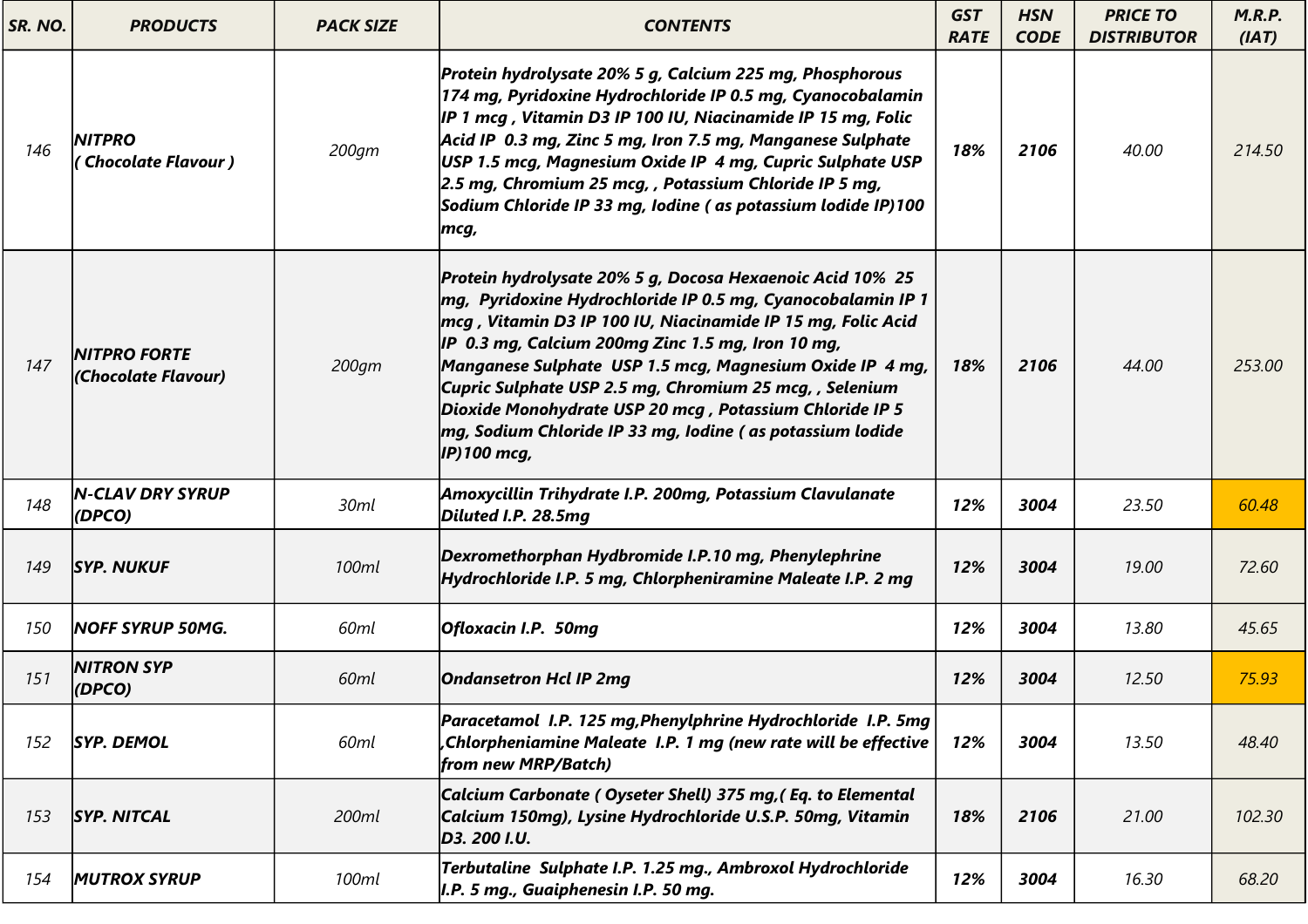| SR. NO. | PRODUCTS | PACK SIZE | CONTENTS | GST RATE | HSN CODE | PRICE TO DISTRIBUTOR | M.R.P. (IAT) |
|---|---|---|---|---|---|---|---|
| 146 | NITPRO ( Chocolate Flavour ) | 200gm | Protein hydrolysate 20% 5 g, Calcium 225 mg, Phosphorous 174 mg, Pyridoxine Hydrochloride IP 0.5 mg, Cyanocobalamin IP 1 mcg , Vitamin D3 IP 100 IU, Niacinamide IP 15 mg, Folic Acid IP 0.3 mg, Zinc 5 mg, Iron 7.5 mg, Manganese Sulphate USP 1.5 mcg, Magnesium Oxide IP 4 mg, Cupric Sulphate USP 2.5 mg, Chromium 25 mcg, , Potassium Chloride IP 5 mg, Sodium Chloride IP 33 mg, Iodine ( as potassium lodide IP)100 mcg, | 18% | 2106 | 40.00 | 214.50 |
| 147 | NITPRO FORTE (Chocolate Flavour) | 200gm | Protein hydrolysate 20% 5 g, Docosa Hexaenoic Acid 10% 25 mg, Pyridoxine Hydrochloride IP 0.5 mg, Cyanocobalamin IP 1 mcg , Vitamin D3 IP 100 IU, Niacinamide IP 15 mg, Folic Acid IP 0.3 mg, Calcium 200mg Zinc 1.5 mg, Iron 10 mg, Manganese Sulphate USP 1.5 mcg, Magnesium Oxide IP 4 mg, Cupric Sulphate USP 2.5 mg, Chromium 25 mcg, , Selenium Dioxide Monohydrate USP 20 mcg , Potassium Chloride IP 5 mg, Sodium Chloride IP 33 mg, Iodine ( as potassium lodide IP)100 mcg, | 18% | 2106 | 44.00 | 253.00 |
| 148 | N-CLAV DRY SYRUP (DPCO) | 30ml | Amoxycillin Trihydrate I.P. 200mg, Potassium Clavulanate Diluted I.P. 28.5mg | 12% | 3004 | 23.50 | 60.48 |
| 149 | SYP. NUKUF | 100ml | Dexromethorphan Hydbromide I.P.10 mg, Phenylephrine Hydrochloride I.P. 5 mg, Chlorpheniramine Maleate I.P. 2 mg | 12% | 3004 | 19.00 | 72.60 |
| 150 | NOFF SYRUP 50MG. | 60ml | Ofloxacin I.P. 50mg | 12% | 3004 | 13.80 | 45.65 |
| 151 | NITRON SYP (DPCO) | 60ml | Ondansetron Hcl IP 2mg | 12% | 3004 | 12.50 | 75.93 |
| 152 | SYP. DEMOL | 60ml | Paracetamol I.P. 125 mg,Phenylphrine Hydrochloride I.P. 5mg ,Chlorpheniamine Maleate I.P. 1 mg (new rate will be effective from new MRP/Batch) | 12% | 3004 | 13.50 | 48.40 |
| 153 | SYP. NITCAL | 200ml | Calcium Carbonate ( Oyseter Shell) 375 mg,( Eq. to Elemental Calcium 150mg), Lysine Hydrochloride U.S.P. 50mg, Vitamin D3. 200 I.U. | 18% | 2106 | 21.00 | 102.30 |
| 154 | MUTROX SYRUP | 100ml | Terbutaline Sulphate I.P. 1.25 mg., Ambroxol Hydrochloride I.P. 5 mg., Guaiphenesin I.P. 50 mg. | 12% | 3004 | 16.30 | 68.20 |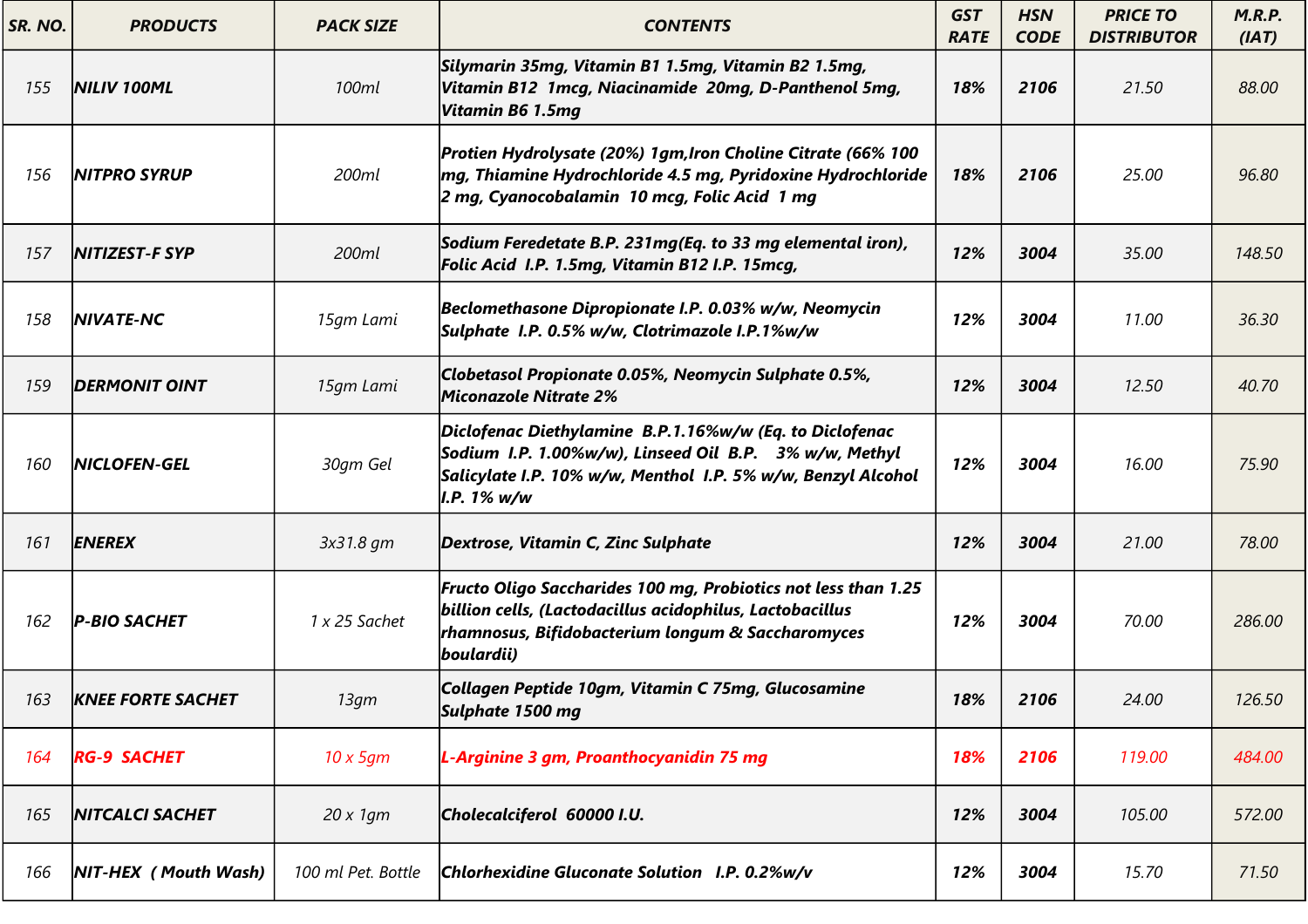| SR. NO. | PRODUCTS | PACK SIZE | CONTENTS | GST RATE | HSN CODE | PRICE TO DISTRIBUTOR | M.R.P. (IAT) |
|---|---|---|---|---|---|---|---|
| 155 | NILIV 100ML | 100ml | Silymarin 35mg, Vitamin B1 1.5mg, Vitamin B2 1.5mg, Vitamin B12 1mcg, Niacinamide 20mg, D-Panthenol 5mg, Vitamin B6 1.5mg | 18% | 2106 | 21.50 | 88.00 |
| 156 | NITPRO SYRUP | 200ml | Protien Hydrolysate (20%) 1gm,Iron Choline Citrate (66% 100 mg, Thiamine Hydrochloride 4.5 mg, Pyridoxine Hydrochloride 2 mg, Cyanocobalamin 10 mcg, Folic Acid 1 mg | 18% | 2106 | 25.00 | 96.80 |
| 157 | NITIZEST-F SYP | 200ml | Sodium Feredetate B.P. 231mg(Eq. to 33 mg elemental iron), Folic Acid I.P. 1.5mg, Vitamin B12 I.P. 15mcg, | 12% | 3004 | 35.00 | 148.50 |
| 158 | NIVATE-NC | 15gm Lami | Beclomethasone Dipropionate I.P. 0.03% w/w, Neomycin Sulphate I.P. 0.5% w/w, Clotrimazole I.P.1%w/w | 12% | 3004 | 11.00 | 36.30 |
| 159 | DERMONIT OINT | 15gm Lami | Clobetasol Propionate 0.05%, Neomycin Sulphate 0.5%, Miconazole Nitrate 2% | 12% | 3004 | 12.50 | 40.70 |
| 160 | NICLOFEN-GEL | 30gm Gel | Diclofenac Diethylamine B.P.1.16%w/w (Eq. to Diclofenac Sodium I.P. 1.00%w/w), Linseed Oil B.P. 3% w/w, Methyl Salicylate I.P. 10% w/w, Menthol I.P. 5% w/w, Benzyl Alcohol I.P. 1% w/w | 12% | 3004 | 16.00 | 75.90 |
| 161 | ENEREX | 3x31.8 gm | Dextrose, Vitamin C, Zinc Sulphate | 12% | 3004 | 21.00 | 78.00 |
| 162 | P-BIO SACHET | 1 x 25 Sachet | Fructo Oligo Saccharides 100 mg, Probiotics not less than 1.25 billion cells, (Lactodacillus acidophilus, Lactobacillus rhamnosus, Bifidobacterium longum & Saccharomyces boulardii) | 12% | 3004 | 70.00 | 286.00 |
| 163 | KNEE FORTE SACHET | 13gm | Collagen Peptide 10gm, Vitamin C 75mg, Glucosamine Sulphate 1500 mg | 18% | 2106 | 24.00 | 126.50 |
| 164 | RG-9 SACHET | 10 x 5gm | L-Arginine 3 gm, Proanthocyanidin 75 mg | 18% | 2106 | 119.00 | 484.00 |
| 165 | NITCALCI SACHET | 20 x 1gm | Cholecalciferol 60000 I.U. | 12% | 3004 | 105.00 | 572.00 |
| 166 | NIT-HEX ( Mouth Wash) | 100 ml Pet. Bottle | Chlorhexidine Gluconate Solution I.P. 0.2%w/v | 12% | 3004 | 15.70 | 71.50 |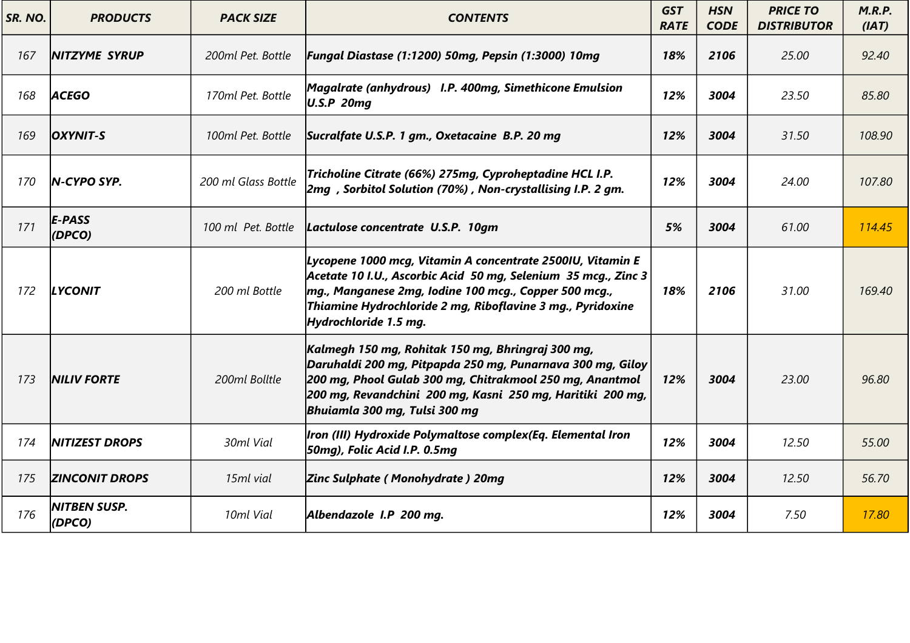| SR. NO. | PRODUCTS | PACK SIZE | CONTENTS | GST RATE | HSN CODE | PRICE TO DISTRIBUTOR | M.R.P. (IAT) |
|---|---|---|---|---|---|---|---|
| 167 | NITZYME SYRUP | 200ml Pet. Bottle | Fungal Diastase (1:1200) 50mg, Pepsin (1:3000) 10mg | 18% | 2106 | 25.00 | 92.40 |
| 168 | ACEGO | 170ml Pet. Bottle | Magalrate (anhydrous) I.P. 400mg, Simethicone Emulsion U.S.P 20mg | 12% | 3004 | 23.50 | 85.80 |
| 169 | OXYNIT-S | 100ml Pet. Bottle | Sucralfate U.S.P. 1 gm., Oxetacaine B.P. 20 mg | 12% | 3004 | 31.50 | 108.90 |
| 170 | N-CYPO SYP. | 200 ml Glass Bottle | Tricholine Citrate (66%) 275mg, Cyproheptadine HCL I.P. 2mg , Sorbitol Solution (70%) , Non-crystallising I.P. 2 gm. | 12% | 3004 | 24.00 | 107.80 |
| 171 | E-PASS (DPCO) | 100 ml Pet. Bottle | Lactulose concentrate U.S.P. 10gm | 5% | 3004 | 61.00 | 114.45 |
| 172 | LYCONIT | 200 ml Bottle | Lycopene 1000 mcg, Vitamin A concentrate 2500IU, Vitamin E Acetate 10 I.U., Ascorbic Acid 50 mg, Selenium 35 mcg., Zinc 3 mg., Manganese 2mg, Iodine 100 mcg., Copper 500 mcg., Thiamine Hydrochloride 2 mg, Riboflavine 3 mg., Pyridoxine Hydrochloride 1.5 mg. | 18% | 2106 | 31.00 | 169.40 |
| 173 | NILIV FORTE | 200ml Bolltle | Kalmegh 150 mg, Rohitak 150 mg, Bhringraj 300 mg, Daruhaldi 200 mg, Pitpapda 250 mg, Punarnava 300 mg, Giloy 200 mg, Phool Gulab 300 mg, Chitrakmool 250 mg, Anantmol 200 mg, Revandchini 200 mg, Kasni 250 mg, Haritiki 200 mg, Bhuiamla 300 mg, Tulsi 300 mg | 12% | 3004 | 23.00 | 96.80 |
| 174 | NITIZEST DROPS | 30ml Vial | Iron (III) Hydroxide Polymaltose complex(Eq. Elemental Iron 50mg), Folic Acid I.P. 0.5mg | 12% | 3004 | 12.50 | 55.00 |
| 175 | ZINCONIT DROPS | 15ml vial | Zinc Sulphate ( Monohydrate ) 20mg | 12% | 3004 | 12.50 | 56.70 |
| 176 | NITBEN SUSP. (DPCO) | 10ml Vial | Albendazole I.P 200 mg. | 12% | 3004 | 7.50 | 17.80 |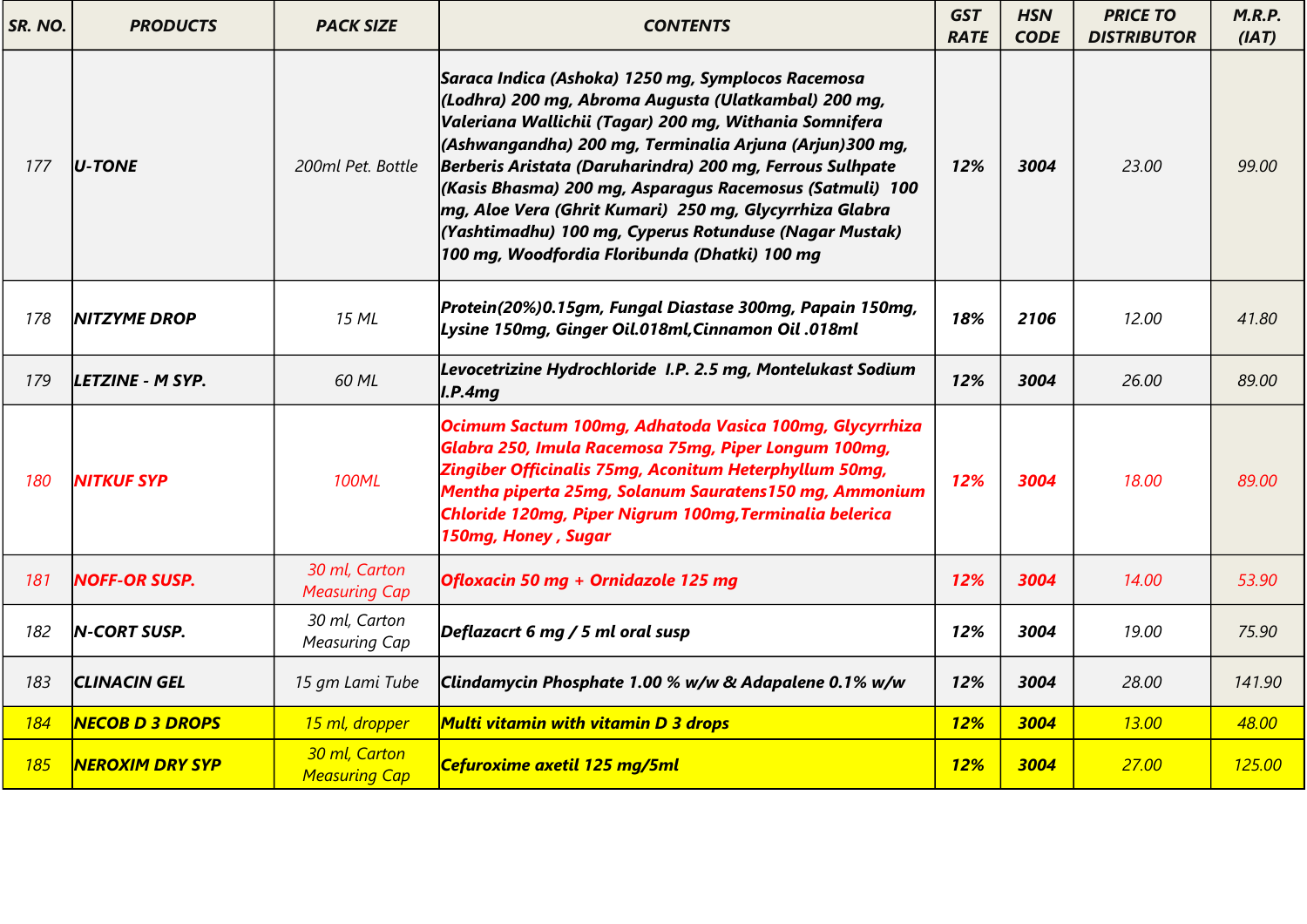| SR. NO. | PRODUCTS | PACK SIZE | CONTENTS | GST RATE | HSN CODE | PRICE TO DISTRIBUTOR | M.R.P. (IAT) |
|---|---|---|---|---|---|---|---|
| 177 | U-TONE | 200ml Pet. Bottle | Saraca Indica (Ashoka) 1250 mg, Symplocos Racemosa (Lodhra) 200 mg, Abroma Augusta (Ulatkambal) 200 mg, Valeriana Wallichii (Tagar) 200 mg, Withania Somnifera (Ashwangandha) 200 mg, Terminalia Arjuna (Arjun)300 mg, Berberis Aristata (Daruharindra) 200 mg, Ferrous Sulhpate (Kasis Bhasma) 200 mg, Asparagus Racemosus (Satmuli) 100 mg, Aloe Vera (Ghrit Kumari) 250 mg, Glycyrrhiza Glabra (Yashtimadhu) 100 mg, Cyperus Rotunduse (Nagar Mustak) 100 mg, Woodfordia Floribunda (Dhatki) 100 mg | 12% | 3004 | 23.00 | 99.00 |
| 178 | NITZYME DROP | 15 ML | Protein(20%)0.15gm, Fungal Diastase 300mg, Papain 150mg, Lysine 150mg, Ginger Oil.018ml,Cinnamon Oil .018ml | 18% | 2106 | 12.00 | 41.80 |
| 179 | LETZINE - M SYP. | 60 ML | Levocetrizine Hydrochloride I.P. 2.5 mg, Montelukast Sodium I.P.4mg | 12% | 3004 | 26.00 | 89.00 |
| 180 | NITKUF SYP | 100ML | Ocimum Sactum 100mg, Adhatoda Vasica 100mg, Glycyrrhiza Glabra 250, Imula Racemosa 75mg, Piper Longum 100mg, Zingiber Officinalis 75mg, Aconitum Heterphyllum 50mg, Mentha piperta 25mg, Solanum Sauratens150 mg, Ammonium Chloride 120mg, Piper Nigrum 100mg,Terminalia belerica 150mg, Honey , Sugar | 12% | 3004 | 18.00 | 89.00 |
| 181 | NOFF-OR SUSP. | 30 ml, Carton Measuring Cap | Ofloxacin 50 mg + Ornidazole 125 mg | 12% | 3004 | 14.00 | 53.90 |
| 182 | N-CORT SUSP. | 30 ml, Carton Measuring Cap | Deflazacrt 6 mg / 5 ml oral susp | 12% | 3004 | 19.00 | 75.90 |
| 183 | CLINACIN GEL | 15 gm Lami Tube | Clindamycin Phosphate 1.00 % w/w & Adapalene 0.1% w/w | 12% | 3004 | 28.00 | 141.90 |
| 184 | NECOB D 3 DROPS | 15 ml, dropper | Multi vitamin with vitamin D 3 drops | 12% | 3004 | 13.00 | 48.00 |
| 185 | NEROXIM DRY SYP | 30 ml, Carton Measuring Cap | Cefuroxime axetil 125 mg/5ml | 12% | 3004 | 27.00 | 125.00 |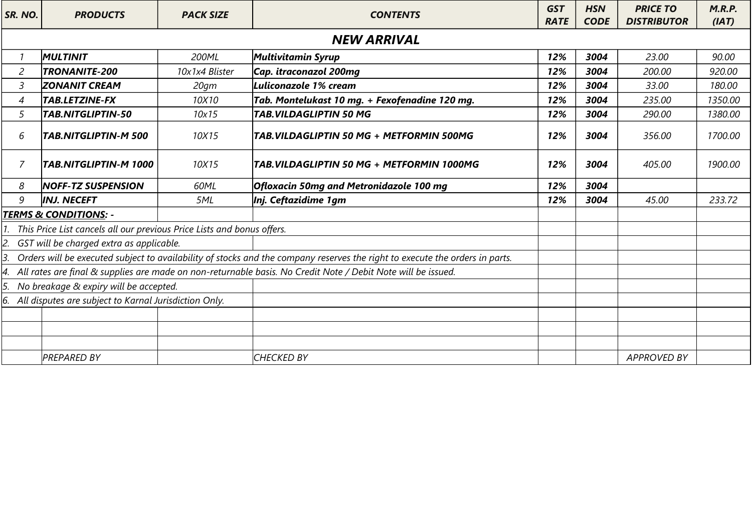| SR. NO. | PRODUCTS | PACK SIZE | CONTENTS | GST RATE | HSN CODE | PRICE TO DISTRIBUTOR | M.R.P. (IAT) |
|---|---|---|---|---|---|---|---|
| | | | **NEW ARRIVAL** | | | | |
| 1 | **MULTINIT** | 200ML | **Multivitamin Syrup** | **12%** | **3004** | 23.00 | 90.00 |
| 2 | **TRONANITE-200** | 10x1x4 Blister | **Cap. itraconazol 200mg** | **12%** | **3004** | 200.00 | 920.00 |
| 3 | **ZONANIT CREAM** | 20gm | **Luliconazole 1% cream** | **12%** | **3004** | 33.00 | 180.00 |
| 4 | **TAB.LETZINE-FX** | 10X10 | **Tab. Montelukast 10 mg. + Fexofenadine 120 mg.** | **12%** | **3004** | 235.00 | 1350.00 |
| 5 | **TAB.NITGLIPTIN-50** | 10x15 | **TAB.VILDAGLIPTIN 50 MG** | **12%** | **3004** | 290.00 | 1380.00 |
| 6 | **TAB.NITGLIPTIN-M 500** | 10X15 | **TAB.VILDAGLIPTIN 50 MG + METFORMIN 500MG** | **12%** | **3004** | 356.00 | 1700.00 |
| 7 | **TAB.NITGLIPTIN-M 1000** | 10X15 | **TAB.VILDAGLIPTIN 50 MG + METFORMIN 1000MG** | **12%** | **3004** | 405.00 | 1900.00 |
| 8 | **NOFF-TZ SUSPENSION** | 60ML | **Ofloxacin 50mg and Metronidazole 100 mg** | **12%** | **3004** | | |
| 9 | **INJ. NECEFT** | 5ML | **Inj. Ceftazidime 1gm** | **12%** | **3004** | 45.00 | 233.72 |

***TERMS & CONDITIONS: -***

1. This Price List cancels all our previous Price Lists and bonus offers.
2. GST will be charged extra as applicable.
3. Orders will be executed subject to availability of stocks and the company reserves the right to execute the orders in parts.
4. All rates are final & supplies are made on non-returnable basis. No Credit Note / Debit Note will be issued.
5. No breakage & expiry will be accepted.
6. All disputes are subject to Karnal Jurisdiction Only.

PREPARED BY | CHECKED BY | APPROVED BY